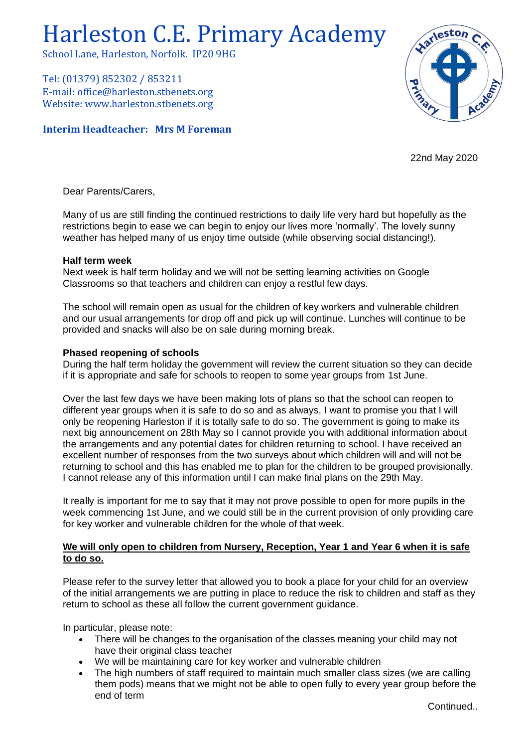# Harleston C.E. Primary Academy

School Lane, Harleston, Norfolk. IP20 9HG

Tel: (01379) 852302 / 853211
E-mail: office@harleston.stbenets.org
Website: www.harleston.stbenets.org

**Interim Headteacher: Mrs M Foreman**

22nd May 2020

Dear Parents/Carers,

Many of us are still finding the continued restrictions to daily life very hard but hopefully as the restrictions begin to ease we can begin to enjoy our lives more 'normally'. The lovely sunny weather has helped many of us enjoy time outside (while observing social distancing!).

**Half term week**

Next week is half term holiday and we will not be setting learning activities on Google Classrooms so that teachers and children can enjoy a restful few days.

The school will remain open as usual for the children of key workers and vulnerable children and our usual arrangements for drop off and pick up will continue. Lunches will continue to be provided and snacks will also be on sale during morning break.

**Phased reopening of schools**

During the half term holiday the government will review the current situation so they can decide if it is appropriate and safe for schools to reopen to some year groups from 1st June.

Over the last few days we have been making lots of plans so that the school can reopen to different year groups when it is safe to do so and as always, I want to promise you that I will only be reopening Harleston if it is totally safe to do so. The government is going to make its next big announcement on 28th May so I cannot provide you with additional information about the arrangements and any potential dates for children returning to school. I have received an excellent number of responses from the two surveys about which children will and will not be returning to school and this has enabled me to plan for the children to be grouped provisionally. I cannot release any of this information until I can make final plans on the 29th May.

It really is important for me to say that it may not prove possible to open for more pupils in the week commencing 1st June, and we could still be in the current provision of only providing care for key worker and vulnerable children for the whole of that week.

**<u>We will only open to children from Nursery, Reception, Year 1 and Year 6 when it is safe to do so.</u>**

Please refer to the survey letter that allowed you to book a place for your child for an overview of the initial arrangements we are putting in place to reduce the risk to children and staff as they return to school as these all follow the current government guidance.

In particular, please note:

- There will be changes to the organisation of the classes meaning your child may not have their original class teacher
- We will be maintaining care for key worker and vulnerable children
- The high numbers of staff required to maintain much smaller class sizes (we are calling them pods) means that we might not be able to open fully to every year group before the end of term

Continued..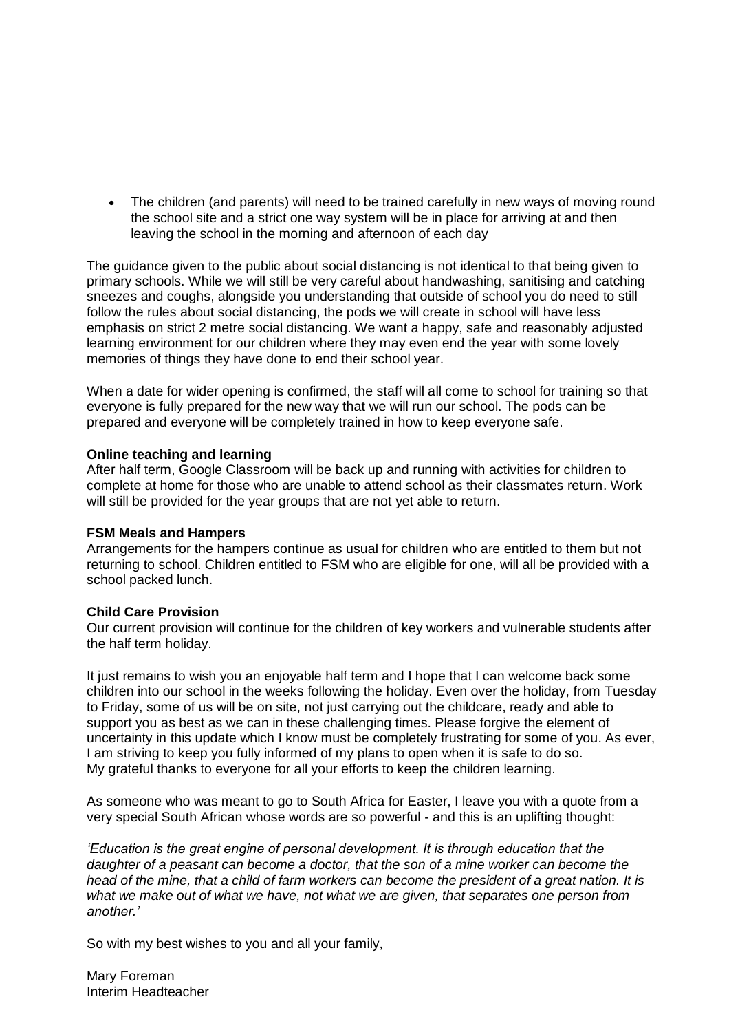- The children (and parents) will need to be trained carefully in new ways of moving round the school site and a strict one way system will be in place for arriving at and then leaving the school in the morning and afternoon of each day

The guidance given to the public about social distancing is not identical to that being given to primary schools. While we will still be very careful about handwashing, sanitising and catching sneezes and coughs, alongside you understanding that outside of school you do need to still follow the rules about social distancing, the pods we will create in school will have less emphasis on strict 2 metre social distancing. We want a happy, safe and reasonably adjusted learning environment for our children where they may even end the year with some lovely memories of things they have done to end their school year.

When a date for wider opening is confirmed, the staff will all come to school for training so that everyone is fully prepared for the new way that we will run our school. The pods can be prepared and everyone will be completely trained in how to keep everyone safe.

**Online teaching and learning**
After half term, Google Classroom will be back up and running with activities for children to complete at home for those who are unable to attend school as their classmates return. Work will still be provided for the year groups that are not yet able to return.

**FSM Meals and Hampers**
Arrangements for the hampers continue as usual for children who are entitled to them but not returning to school. Children entitled to FSM who are eligible for one, will all be provided with a school packed lunch.

**Child Care Provision**
Our current provision will continue for the children of key workers and vulnerable students after the half term holiday.

It just remains to wish you an enjoyable half term and I hope that I can welcome back some children into our school in the weeks following the holiday. Even over the holiday, from Tuesday to Friday, some of us will be on site, not just carrying out the childcare, ready and able to support you as best as we can in these challenging times. Please forgive the element of uncertainty in this update which I know must be completely frustrating for some of you. As ever, I am striving to keep you fully informed of my plans to open when it is safe to do so.
My grateful thanks to everyone for all your efforts to keep the children learning.

As someone who was meant to go to South Africa for Easter, I leave you with a quote from a very special South African whose words are so powerful - and this is an uplifting thought:

*'Education is the great engine of personal development. It is through education that the daughter of a peasant can become a doctor, that the son of a mine worker can become the head of the mine, that a child of farm workers can become the president of a great nation. It is what we make out of what we have, not what we are given, that separates one person from another.'*

So with my best wishes to you and all your family,

Mary Foreman
Interim Headteacher